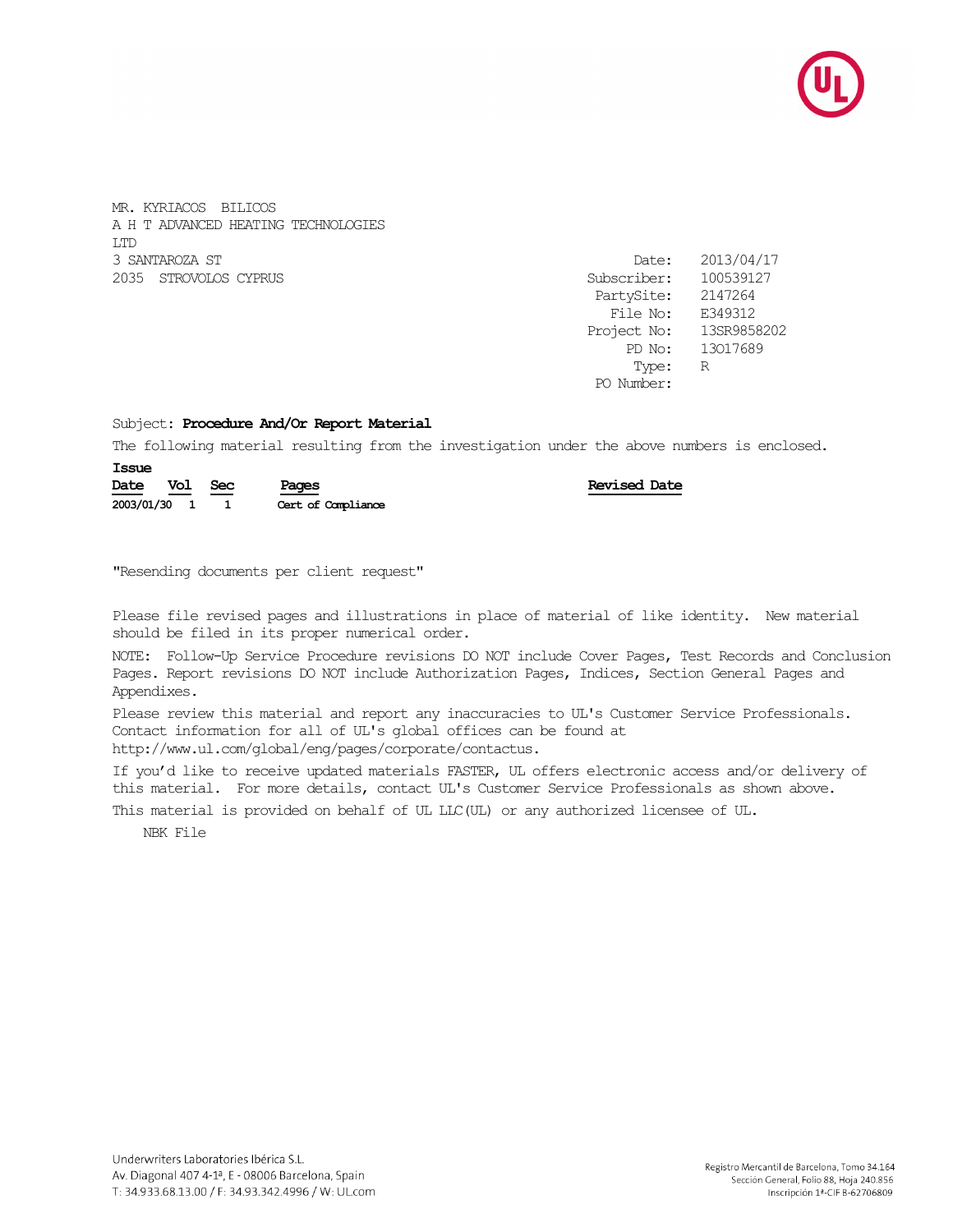MR. KYRIACOS BILICOS
A H T ADVANCED HEATING TECHNOLOGIES
LTD
3 SANTAROZA ST
2035 STROVOLOS CYPRUS

Date: 2013/04/17
Subscriber: 100539127
PartySite: 2147264
File No: E349312
Project No: 13SR9858202
PD No: 13017689
Type: R
PO Number:

Subject: **Procedure And/Or Report Material**

The following material resulting from the investigation under the above numbers is enclosed.

| Issue Date | Vol | Sec | Pages | Revised Date |
|---|---|---|---|---|
| 2003/01/30 | 1 | 1 | Cert of Compliance | |

"Resending documents per client request"

Please file revised pages and illustrations in place of material of like identity. New material should be filed in its proper numerical order.

NOTE: Follow-Up Service Procedure revisions DO NOT include Cover Pages, Test Records and Conclusion Pages. Report revisions DO NOT include Authorization Pages, Indices, Section General Pages and Appendixes.

Please review this material and report any inaccuracies to UL's Customer Service Professionals. Contact information for all of UL's global offices can be found at http://www.ul.com/global/eng/pages/corporate/contactus.

If you'd like to receive updated materials FASTER, UL offers electronic access and/or delivery of this material. For more details, contact UL's Customer Service Professionals as shown above.

This material is provided on behalf of UL LLC(UL) or any authorized licensee of UL.

NBK File

Underwriters Laboratories Ibérica S.L.
Av. Diagonal 407 4-1ª, E - 08006 Barcelona, Spain
T: 34.933.68.13.00 / F: 34.93.342.4996 / W: UL.com

Registro Mercantil de Barcelona, Tomo 34.164
Sección General, Folio 88, Hoja 240.856
Inscripción 1ª-CIF B-62706809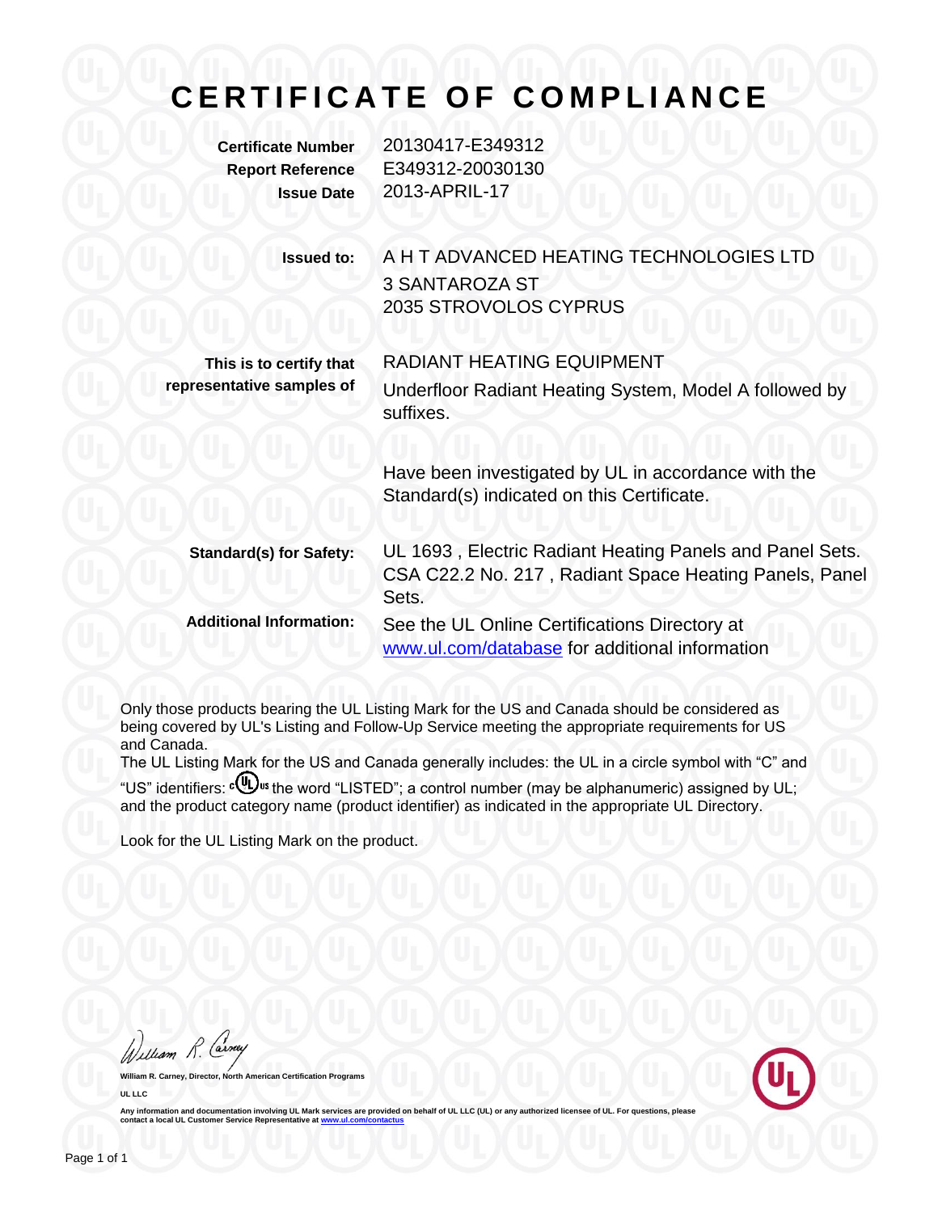# CERTIFICATE OF COMPLIANCE

| | |
|---|---|
| **Certificate Number** | 20130417-E349312 |
| **Report Reference** | E349312-20030130 |
| **Issue Date** | 2013-APRIL-17 |

| | |
|---|---|
| **Issued to:** | A H T ADVANCED HEATING TECHNOLOGIES LTD<br>3 SANTAROZA ST<br>2035 STROVOLOS CYPRUS |
| **This is to certify that representative samples of** | RADIANT HEATING EQUIPMENT<br>Underfloor Radiant Heating System, Model A followed by suffixes.<br><br>Have been investigated by UL in accordance with the Standard(s) indicated on this Certificate. |
| **Standard(s) for Safety:** | UL 1693 , Electric Radiant Heating Panels and Panel Sets.<br>CSA C22.2 No. 217 , Radiant Space Heating Panels, Panel Sets. |
| **Additional Information:** | See the UL Online Certifications Directory at [www.ul.com/database](www.ul.com/database) for additional information |

Only those products bearing the UL Listing Mark for the US and Canada should be considered as being covered by UL's Listing and Follow-Up Service meeting the appropriate requirements for US and Canada.

The UL Listing Mark for the US and Canada generally includes: the UL in a circle symbol with "C" and "US" identifiers: c(UL)us the word "LISTED"; a control number (may be alphanumeric) assigned by UL; and the product category name (product identifier) as indicated in the appropriate UL Directory.

Look for the UL Listing Mark on the product.

William R. Carney

**William R. Carney, Director, North American Certification Programs**

**UL LLC**

**Any information and documentation involving UL Mark services are provided on behalf of UL LLC (UL) or any authorized licensee of UL. For questions, please contact a local UL Customer Service Representative at [www.ul.com/contactus](www.ul.com/contactus)**